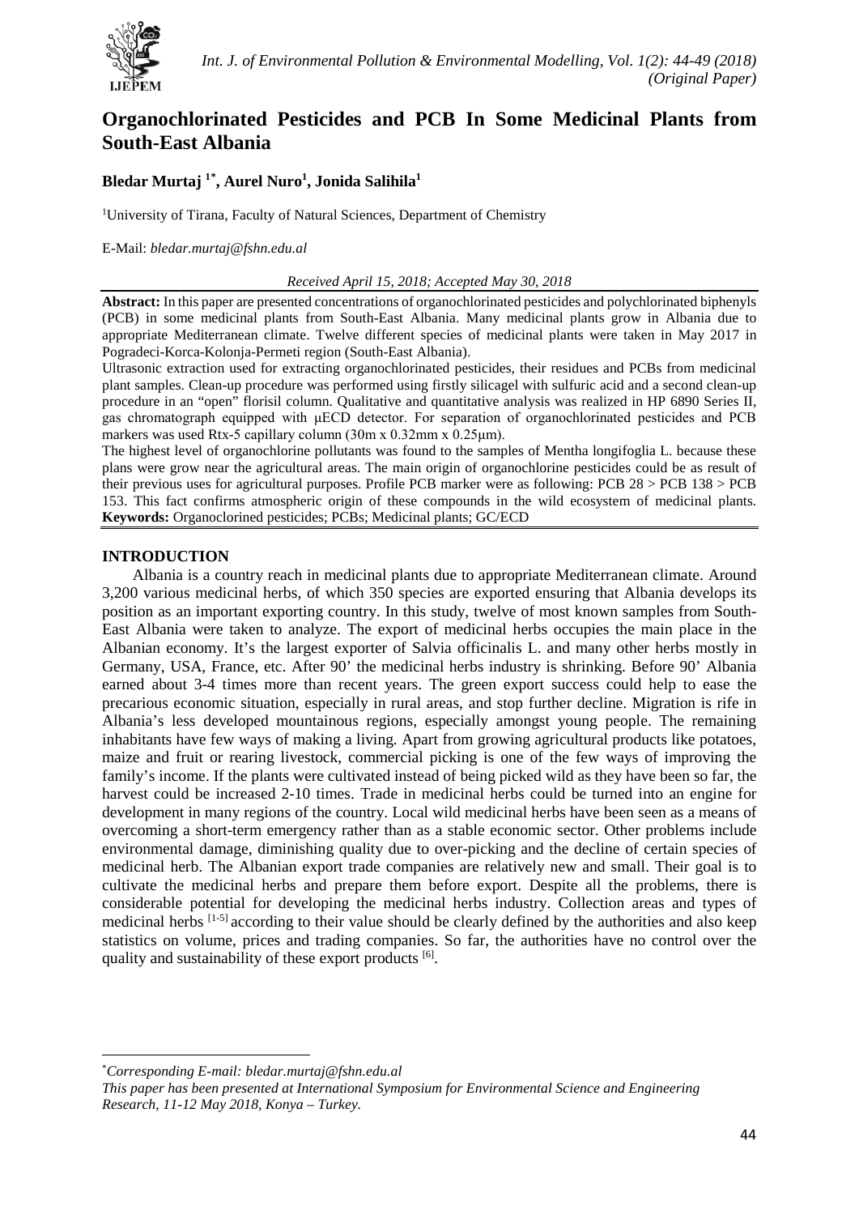# Organochlorinated Pesticides and PCB In Some Medicinal Plants from South-East Albania

**Bledar Murtaj [1*], Aurel Nuro[1], Jonida Salihila[1]**

[1]University of Tirana, Faculty of Natural Sciences, Department of Chemistry

E-Mail: *bledar.murtaj@fshn.edu.al*

*Received April 15, 2018; Accepted May 30, 2018*

**Abstract:** In this paper are presented concentrations of organochlorinated pesticides and polychlorinated biphenyls (PCB) in some medicinal plants from South-East Albania. Many medicinal plants grow in Albania due to appropriate Mediterranean climate. Twelve different species of medicinal plants were taken in May 2017 in Pogradeci-Korca-Kolonja-Permeti region (South-East Albania).

Ultrasonic extraction used for extracting organochlorinated pesticides, their residues and PCBs from medicinal plant samples. Clean-up procedure was performed using firstly silicagel with sulfuric acid and a second clean-up procedure in an "open" florisil column. Qualitative and quantitative analysis was realized in HP 6890 Series II, gas chromatograph equipped with μECD detector. For separation of organochlorinated pesticides and PCB markers was used Rtx-5 capillary column (30m x 0.32mm x 0.25μm).

The highest level of organochlorine pollutants was found to the samples of Mentha longifoglia L. because these plans were grow near the agricultural areas. The main origin of organochlorine pesticides could be as result of their previous uses for agricultural purposes. Profile PCB marker were as following: PCB 28 > PCB 138 > PCB 153. This fact confirms atmospheric origin of these compounds in the wild ecosystem of medicinal plants.

**Keywords:** Organoclorined pesticides; PCBs; Medicinal plants; GC/ECD

## INTRODUCTION

Albania is a country reach in medicinal plants due to appropriate Mediterranean climate. Around 3,200 various medicinal herbs, of which 350 species are exported ensuring that Albania develops its position as an important exporting country. In this study, twelve of most known samples from South-East Albania were taken to analyze. The export of medicinal herbs occupies the main place in the Albanian economy. It's the largest exporter of Salvia officinalis L. and many other herbs mostly in Germany, USA, France, etc. After 90' the medicinal herbs industry is shrinking. Before 90' Albania earned about 3-4 times more than recent years. The green export success could help to ease the precarious economic situation, especially in rural areas, and stop further decline. Migration is rife in Albania's less developed mountainous regions, especially amongst young people. The remaining inhabitants have few ways of making a living. Apart from growing agricultural products like potatoes, maize and fruit or rearing livestock, commercial picking is one of the few ways of improving the family's income. If the plants were cultivated instead of being picked wild as they have been so far, the harvest could be increased 2-10 times. Trade in medicinal herbs could be turned into an engine for development in many regions of the country. Local wild medicinal herbs have been seen as a means of overcoming a short-term emergency rather than as a stable economic sector. Other problems include environmental damage, diminishing quality due to over-picking and the decline of certain species of medicinal herb. The Albanian export trade companies are relatively new and small. Their goal is to cultivate the medicinal herbs and prepare them before export. Despite all the problems, there is considerable potential for developing the medicinal herbs industry. Collection areas and types of medicinal herbs [1-5] according to their value should be clearly defined by the authorities and also keep statistics on volume, prices and trading companies. So far, the authorities have no control over the quality and sustainability of these export products [6].

---

*Corresponding E-mail: bledar.murtaj@fshn.edu.al

*This paper has been presented at International Symposium for Environmental Science and Engineering Research, 11-12 May 2018, Konya – Turkey.*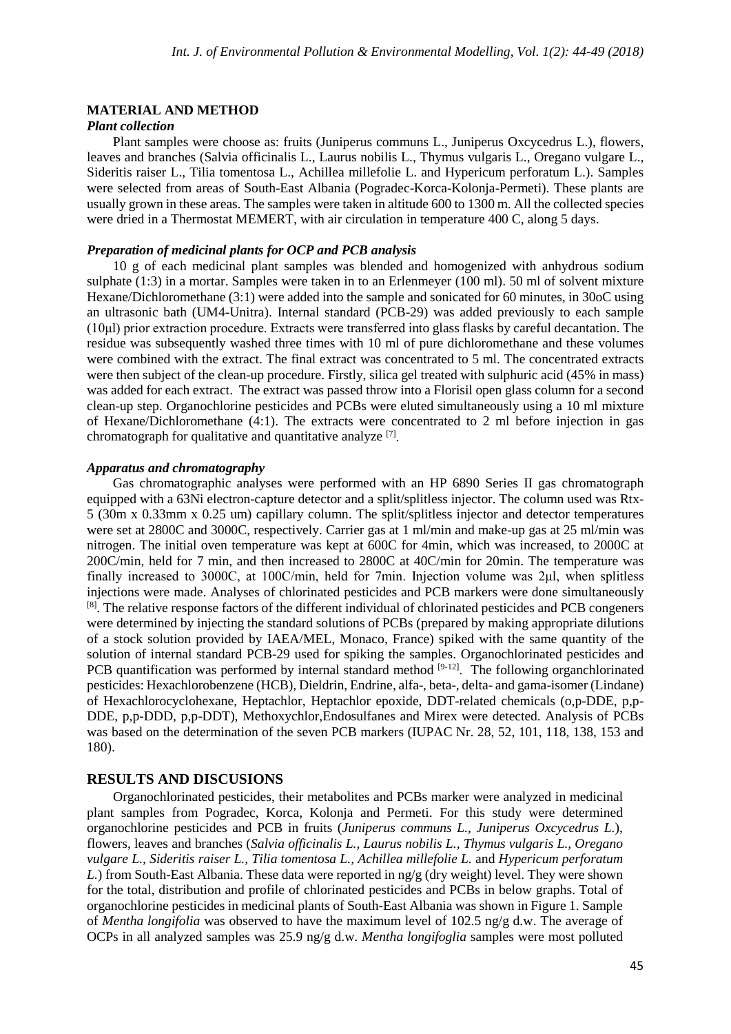## MATERIAL AND METHOD

### *Plant collection*

Plant samples were choose as: fruits (Juniperus communs L., Juniperus Oxcycedrus L.), flowers, leaves and branches (Salvia officinalis L., Laurus nobilis L., Thymus vulgaris L., Oregano vulgare L., Sideritis raiser L., Tilia tomentosa L., Achillea millefolie L. and Hypericum perforatum L.). Samples were selected from areas of South-East Albania (Pogradec-Korca-Kolonja-Permeti). These plants are usually grown in these areas. The samples were taken in altitude 600 to 1300 m. All the collected species were dried in a Thermostat MEMERT, with air circulation in temperature 400 C, along 5 days.

### *Preparation of medicinal plants for OCP and PCB analysis*

10 g of each medicinal plant samples was blended and homogenized with anhydrous sodium sulphate (1:3) in a mortar. Samples were taken in to an Erlenmeyer (100 ml). 50 ml of solvent mixture Hexane/Dichloromethane (3:1) were added into the sample and sonicated for 60 minutes, in 30oC using an ultrasonic bath (UM4-Unitra). Internal standard (PCB-29) was added previously to each sample (10μl) prior extraction procedure. Extracts were transferred into glass flasks by careful decantation. The residue was subsequently washed three times with 10 ml of pure dichloromethane and these volumes were combined with the extract. The final extract was concentrated to 5 ml. The concentrated extracts were then subject of the clean-up procedure. Firstly, silica gel treated with sulphuric acid (45% in mass) was added for each extract. The extract was passed throw into a Florisil open glass column for a second clean-up step. Organochlorine pesticides and PCBs were eluted simultaneously using a 10 ml mixture of Hexane/Dichloromethane (4:1). The extracts were concentrated to 2 ml before injection in gas chromatograph for qualitative and quantitative analyze [7].

### *Apparatus and chromatography*

Gas chromatographic analyses were performed with an HP 6890 Series II gas chromatograph equipped with a 63Ni electron-capture detector and a split/splitless injector. The column used was Rtx-5 (30m x 0.33mm x 0.25 um) capillary column. The split/splitless injector and detector temperatures were set at 2800C and 3000C, respectively. Carrier gas at 1 ml/min and make-up gas at 25 ml/min was nitrogen. The initial oven temperature was kept at 600C for 4min, which was increased, to 2000C at 200C/min, held for 7 min, and then increased to 2800C at 40C/min for 20min. The temperature was finally increased to 3000C, at 100C/min, held for 7min. Injection volume was 2μl, when splitless injections were made. Analyses of chlorinated pesticides and PCB markers were done simultaneously [8]. The relative response factors of the different individual of chlorinated pesticides and PCB congeners were determined by injecting the standard solutions of PCBs (prepared by making appropriate dilutions of a stock solution provided by IAEA/MEL, Monaco, France) spiked with the same quantity of the solution of internal standard PCB-29 used for spiking the samples. Organochlorinated pesticides and PCB quantification was performed by internal standard method [9-12]. The following organchlorinated pesticides: Hexachlorobenzene (HCB), Dieldrin, Endrine, alfa-, beta-, delta- and gama-isomer (Lindane) of Hexachlorocyclohexane, Heptachlor, Heptachlor epoxide, DDT-related chemicals (o,p-DDE, p,p-DDE, p,p-DDD, p,p-DDT), Methoxychlor,Endosulfanes and Mirex were detected. Analysis of PCBs was based on the determination of the seven PCB markers (IUPAC Nr. 28, 52, 101, 118, 138, 153 and 180).

## RESULTS AND DISCUSIONS

Organochlorinated pesticides, their metabolites and PCBs marker were analyzed in medicinal plant samples from Pogradec, Korca, Kolonja and Permeti. For this study were determined organochlorine pesticides and PCB in fruits (*Juniperus communs L., Juniperus Oxcycedrus L.*), flowers, leaves and branches (*Salvia officinalis L., Laurus nobilis L., Thymus vulgaris L., Oregano vulgare L., Sideritis raiser L., Tilia tomentosa L., Achillea millefolie L.* and *Hypericum perforatum L.*) from South-East Albania. These data were reported in ng/g (dry weight) level. They were shown for the total, distribution and profile of chlorinated pesticides and PCBs in below graphs. Total of organochlorine pesticides in medicinal plants of South-East Albania was shown in Figure 1. Sample of *Mentha longifolia* was observed to have the maximum level of 102.5 ng/g d.w. The average of OCPs in all analyzed samples was 25.9 ng/g d.w. *Mentha longifoglia* samples were most polluted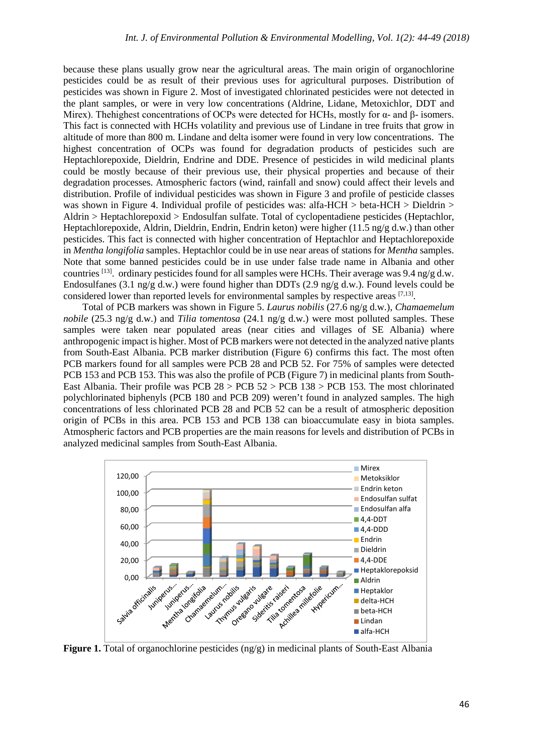because these plans usually grow near the agricultural areas. The main origin of organochlorine pesticides could be as result of their previous uses for agricultural purposes. Distribution of pesticides was shown in Figure 2. Most of investigated chlorinated pesticides were not detected in the plant samples, or were in very low concentrations (Aldrine, Lidane, Metoxichlor, DDT and Mirex). Thehighest concentrations of OCPs were detected for HCHs, mostly for α- and β- isomers. This fact is connected with HCHs volatility and previous use of Lindane in tree fruits that grow in altitude of more than 800 m. Lindane and delta isomer were found in very low concentrations. The highest concentration of OCPs was found for degradation products of pesticides such are Heptachlorepoxide, Dieldrin, Endrine and DDE. Presence of pesticides in wild medicinal plants could be mostly because of their previous use, their physical properties and because of their degradation processes. Atmospheric factors (wind, rainfall and snow) could affect their levels and distribution. Profile of individual pesticides was shown in Figure 3 and profile of pesticide classes was shown in Figure 4. Individual profile of pesticides was: alfa-HCH > beta-HCH > Dieldrin > Aldrin > Heptachlorepoxid > Endosulfan sulfate. Total of cyclopentadiene pesticides (Heptachlor, Heptachlorepoxide, Aldrin, Dieldrin, Endrin, Endrin keton) were higher (11.5 ng/g d.w.) than other pesticides. This fact is connected with higher concentration of Heptachlor and Heptachlorepoxide in *Mentha longifolia* samples. Heptachlor could be in use near areas of stations for *Mentha* samples. Note that some banned pesticides could be in use under false trade name in Albania and other countries [13]. ordinary pesticides found for all samples were HCHs. Their average was 9.4 ng/g d.w. Endosulfanes (3.1 ng/g d.w.) were found higher than DDTs (2.9 ng/g d.w.). Found levels could be considered lower than reported levels for environmental samples by respective areas [7,13].

Total of PCB markers was shown in Figure 5. *Laurus nobilis* (27.6 ng/g d.w.), *Chamaemelum nobile* (25.3 ng/g d.w.) and *Tilia tomentosa* (24.1 ng/g d.w.) were most polluted samples. These samples were taken near populated areas (near cities and villages of SE Albania) where anthropogenic impact is higher. Most of PCB markers were not detected in the analyzed native plants from South-East Albania. PCB marker distribution (Figure 6) confirms this fact. The most often PCB markers found for all samples were PCB 28 and PCB 52. For 75% of samples were detected PCB 153 and PCB 153. This was also the profile of PCB (Figure 7) in medicinal plants from South-East Albania. Their profile was PCB 28 > PCB 52 > PCB 138 > PCB 153. The most chlorinated polychlorinated biphenyls (PCB 180 and PCB 209) weren't found in analyzed samples. The high concentrations of less chlorinated PCB 28 and PCB 52 can be a result of atmospheric deposition origin of PCBs in this area. PCB 153 and PCB 138 can bioaccumulate easy in biota samples. Atmospheric factors and PCB properties are the main reasons for levels and distribution of PCBs in analyzed medicinal samples from South-East Albania.

**Figure 1.** Total of organochlorine pesticides (ng/g) in medicinal plants of South-East Albania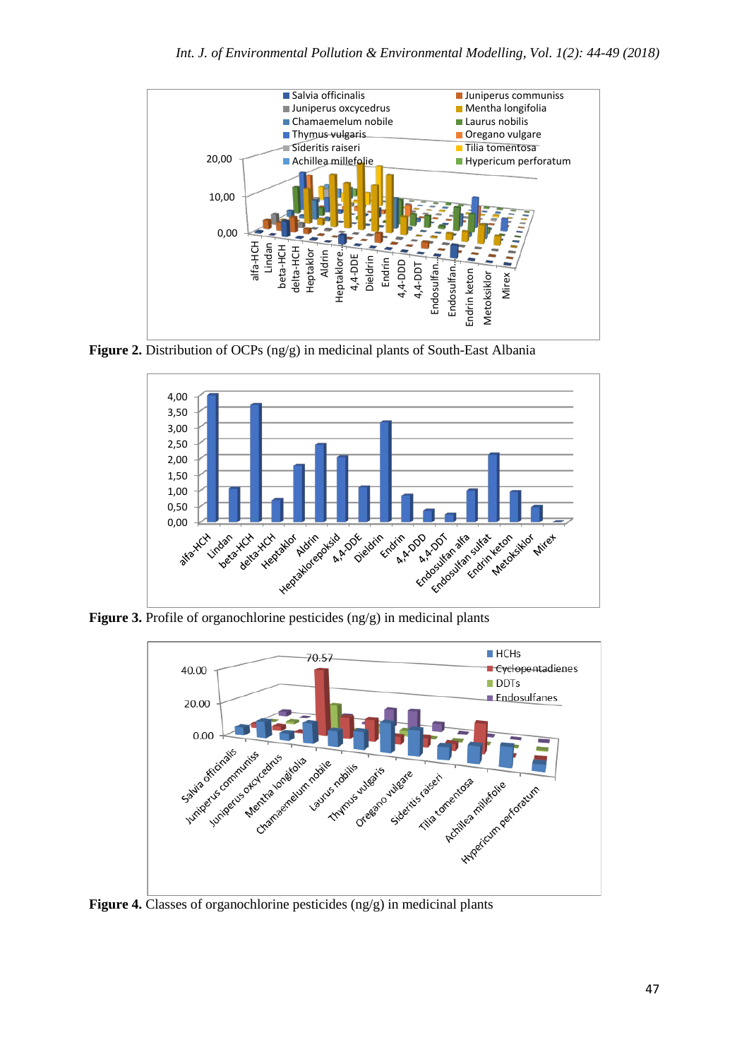**Figure 2.** Distribution of OCPs (ng/g) in medicinal plants of South-East Albania

**Figure 3.** Profile of organochlorine pesticides (ng/g) in medicinal plants

**Figure 4.** Classes of organochlorine pesticides (ng/g) in medicinal plants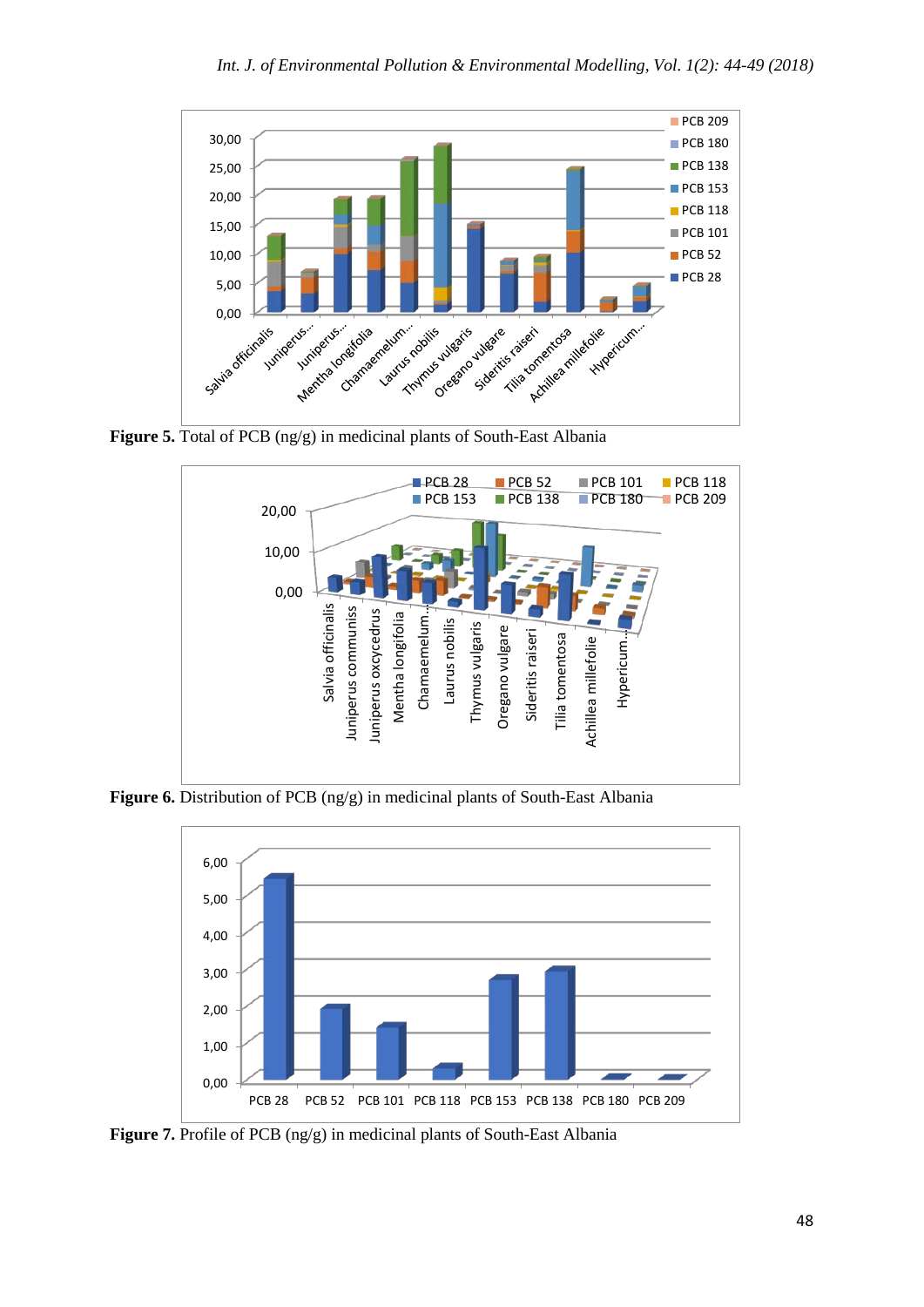**Figure 5.** Total of PCB (ng/g) in medicinal plants of South-East Albania

**Figure 6.** Distribution of PCB (ng/g) in medicinal plants of South-East Albania

**Figure 7.** Profile of PCB (ng/g) in medicinal plants of South-East Albania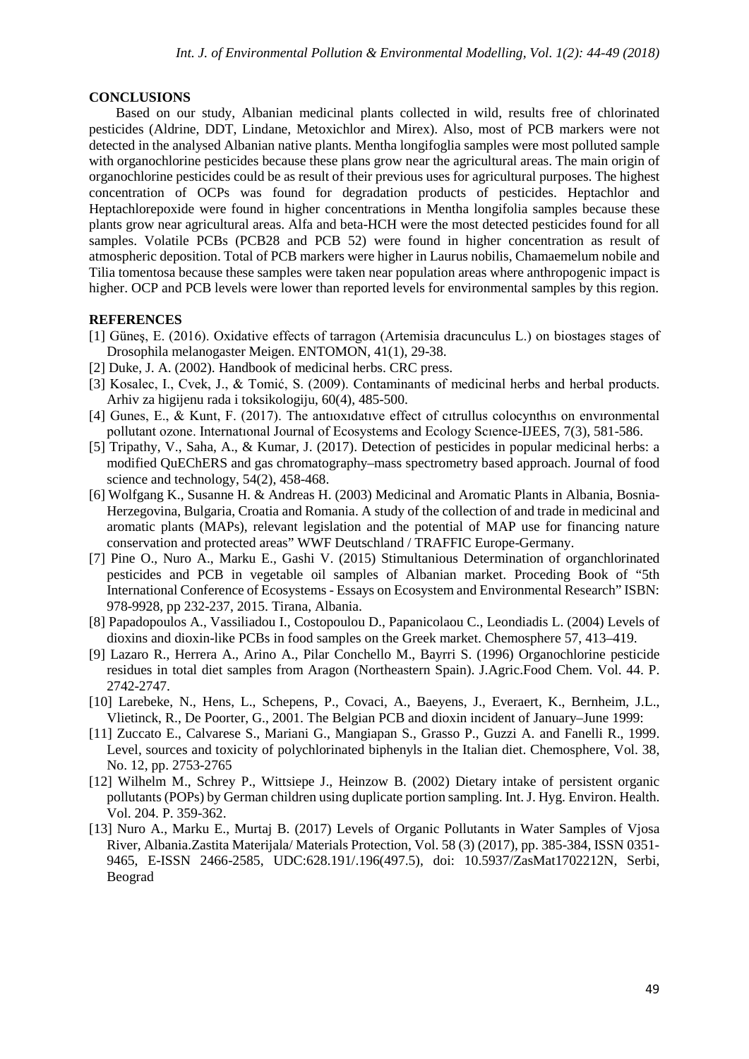## CONCLUSIONS

Based on our study, Albanian medicinal plants collected in wild, results free of chlorinated pesticides (Aldrine, DDT, Lindane, Metoxichlor and Mirex). Also, most of PCB markers were not detected in the analysed Albanian native plants. Mentha longifoglia samples were most polluted sample with organochlorine pesticides because these plans grow near the agricultural areas. The main origin of organochlorine pesticides could be as result of their previous uses for agricultural purposes. The highest concentration of OCPs was found for degradation products of pesticides. Heptachlor and Heptachlorepoxide were found in higher concentrations in Mentha longifolia samples because these plants grow near agricultural areas. Alfa and beta-HCH were the most detected pesticides found for all samples. Volatile PCBs (PCB28 and PCB 52) were found in higher concentration as result of atmospheric deposition. Total of PCB markers were higher in Laurus nobilis, Chamaemelum nobile and Tilia tomentosa because these samples were taken near population areas where anthropogenic impact is higher. OCP and PCB levels were lower than reported levels for environmental samples by this region.

## REFERENCES

[1] Güneş, E. (2016). Oxidative effects of tarragon (Artemisia dracunculus L.) on biostages stages of Drosophila melanogaster Meigen. ENTOMON, 41(1), 29-38.

[2] Duke, J. A. (2002). Handbook of medicinal herbs. CRC press.

[3] Kosalec, I., Cvek, J., & Tomić, S. (2009). Contaminants of medicinal herbs and herbal products. Arhiv za higijenu rada i toksikologiju, 60(4), 485-500.

[4] Gunes, E., & Kunt, F. (2017). The antıoxıdatıve effect of cıtrullus colocynthıs on envıronmental pollutant ozone. Internatıonal Journal of Ecosystems and Ecology Scıence-IJEES, 7(3), 581-586.

[5] Tripathy, V., Saha, A., & Kumar, J. (2017). Detection of pesticides in popular medicinal herbs: a modified QuEChERS and gas chromatography–mass spectrometry based approach. Journal of food science and technology, 54(2), 458-468.

[6] Wolfgang K., Susanne H. & Andreas H. (2003) Medicinal and Aromatic Plants in Albania, Bosnia-Herzegovina, Bulgaria, Croatia and Romania. A study of the collection of and trade in medicinal and aromatic plants (MAPs), relevant legislation and the potential of MAP use for financing nature conservation and protected areas" WWF Deutschland / TRAFFIC Europe-Germany.

[7] Pine O., Nuro A., Marku E., Gashi V. (2015) Stimultanious Determination of organchlorinated pesticides and PCB in vegetable oil samples of Albanian market. Proceding Book of "5th International Conference of Ecosystems - Essays on Ecosystem and Environmental Research" ISBN: 978-9928, pp 232-237, 2015. Tirana, Albania.

[8] Papadopoulos A., Vassiliadou I., Costopoulou D., Papanicolaou C., Leondiadis L. (2004) Levels of dioxins and dioxin-like PCBs in food samples on the Greek market. Chemosphere 57, 413–419.

[9] Lazaro R., Herrera A., Arino A., Pilar Conchello M., Bayrri S. (1996) Organochlorine pesticide residues in total diet samples from Aragon (Northeastern Spain). J.Agric.Food Chem. Vol. 44. P. 2742-2747.

[10] Larebeke, N., Hens, L., Schepens, P., Covaci, A., Baeyens, J., Everaert, K., Bernheim, J.L., Vlietinck, R., De Poorter, G., 2001. The Belgian PCB and dioxin incident of January–June 1999:

[11] Zuccato E., Calvarese S., Mariani G., Mangiapan S., Grasso P., Guzzi A. and Fanelli R., 1999. Level, sources and toxicity of polychlorinated biphenyls in the Italian diet. Chemosphere, Vol. 38, No. 12, pp. 2753-2765

[12] Wilhelm M., Schrey P., Wittsiepe J., Heinzow B. (2002) Dietary intake of persistent organic pollutants (POPs) by German children using duplicate portion sampling. Int. J. Hyg. Environ. Health. Vol. 204. P. 359-362.

[13] Nuro A., Marku E., Murtaj B. (2017) Levels of Organic Pollutants in Water Samples of Vjosa River, Albania.Zastita Materijala/ Materials Protection, Vol. 58 (3) (2017), pp. 385-384, ISSN 0351-9465, E-ISSN 2466-2585, UDC:628.191/.196(497.5), doi: 10.5937/ZasMat1702212N, Serbi, Beograd